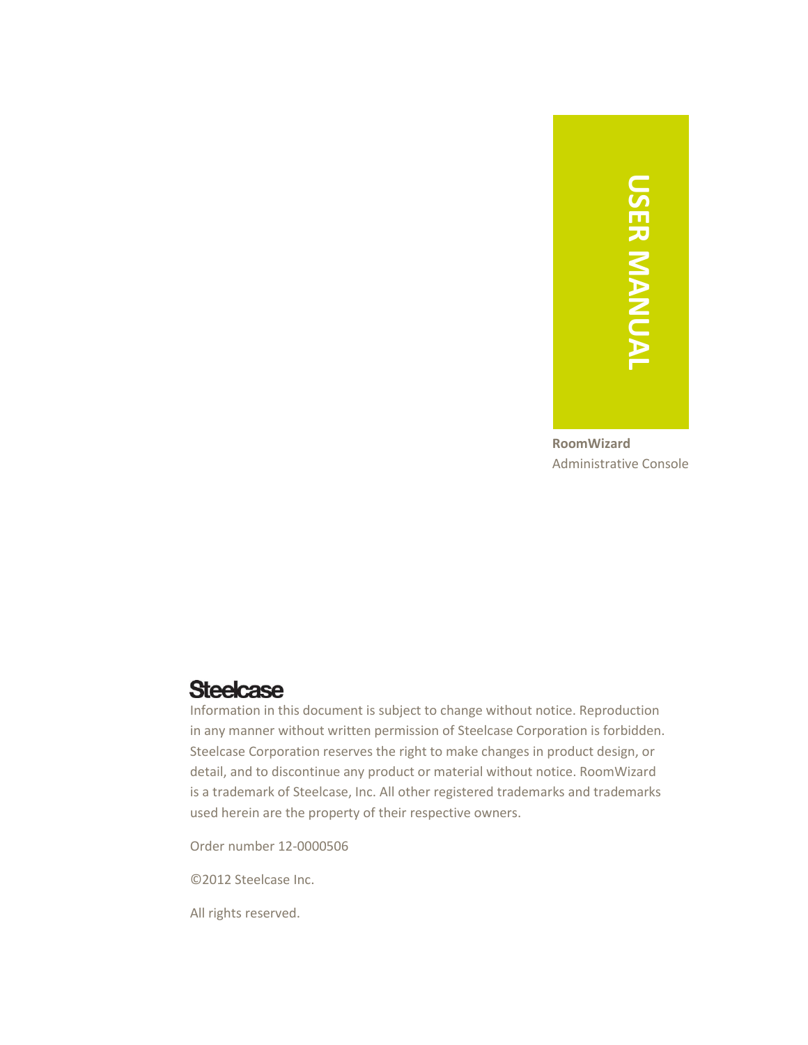# USER MANUAL

**RoomWizard**
Administrative Console

**Steelcase**

Information in this document is subject to change without notice. Reproduction in any manner without written permission of Steelcase Corporation is forbidden. Steelcase Corporation reserves the right to make changes in product design, or detail, and to discontinue any product or material without notice. RoomWizard is a trademark of Steelcase, Inc. All other registered trademarks and trademarks used herein are the property of their respective owners.

Order number 12-0000506

©2012 Steelcase Inc.

All rights reserved.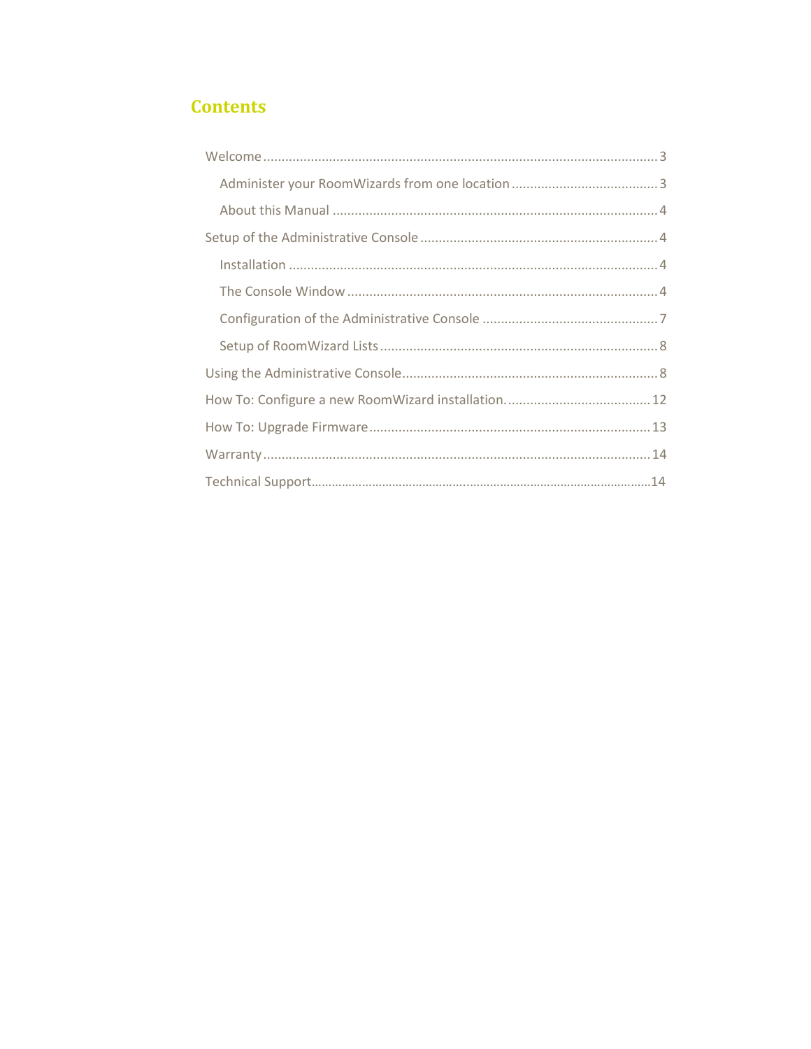# Contents

- Welcome ... 3
  - Administer your RoomWizards from one location ... 3
  - About this Manual ... 4
- Setup of the Administrative Console ... 4
  - Installation ... 4
  - The Console Window ... 4
  - Configuration of the Administrative Console ... 7
  - Setup of RoomWizard Lists ... 8
- Using the Administrative Console ... 8
- How To: Configure a new RoomWizard installation. ... 12
- How To: Upgrade Firmware ... 13
- Warranty ... 14
- Technical Support ... 14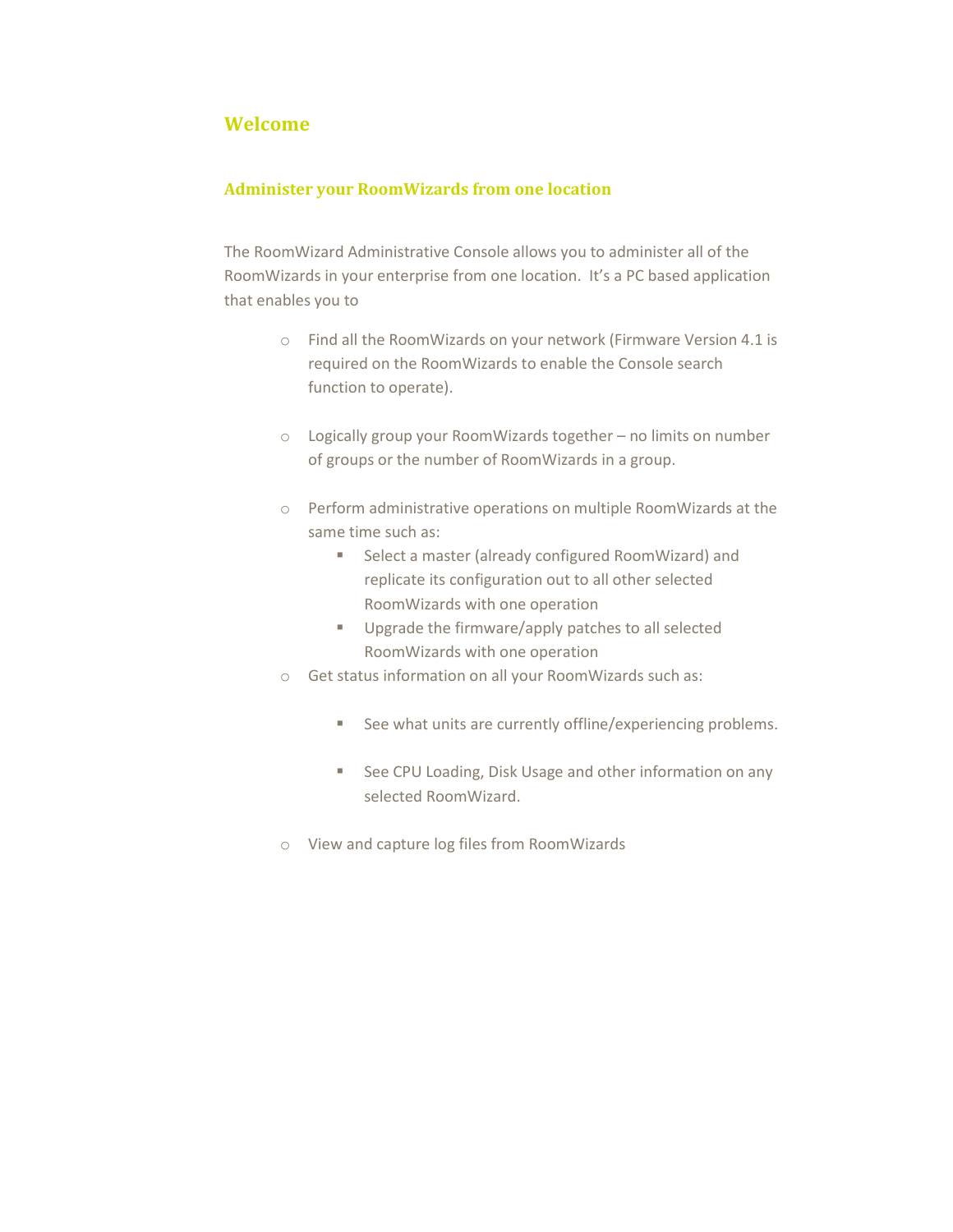# Welcome

## Administer your RoomWizards from one location

The RoomWizard Administrative Console allows you to administer all of the RoomWizards in your enterprise from one location. It's a PC based application that enables you to

- Find all the RoomWizards on your network (Firmware Version 4.1 is required on the RoomWizards to enable the Console search function to operate).
- Logically group your RoomWizards together – no limits on number of groups or the number of RoomWizards in a group.
- Perform administrative operations on multiple RoomWizards at the same time such as:
  - Select a master (already configured RoomWizard) and replicate its configuration out to all other selected RoomWizards with one operation
  - Upgrade the firmware/apply patches to all selected RoomWizards with one operation
- Get status information on all your RoomWizards such as:
  - See what units are currently offline/experiencing problems.
  - See CPU Loading, Disk Usage and other information on any selected RoomWizard.
- View and capture log files from RoomWizards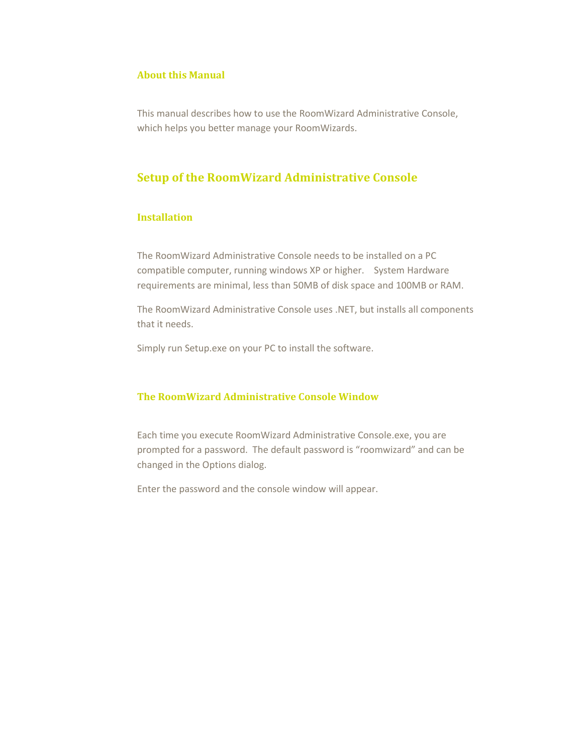### About this Manual

This manual describes how to use the RoomWizard Administrative Console, which helps you better manage your RoomWizards.

## Setup of the RoomWizard Administrative Console

### Installation

The RoomWizard Administrative Console needs to be installed on a PC compatible computer, running windows XP or higher. System Hardware requirements are minimal, less than 50MB of disk space and 100MB or RAM.

The RoomWizard Administrative Console uses .NET, but installs all components that it needs.

Simply run Setup.exe on your PC to install the software.

### The RoomWizard Administrative Console Window

Each time you execute RoomWizard Administrative Console.exe, you are prompted for a password. The default password is “roomwizard” and can be changed in the Options dialog.

Enter the password and the console window will appear.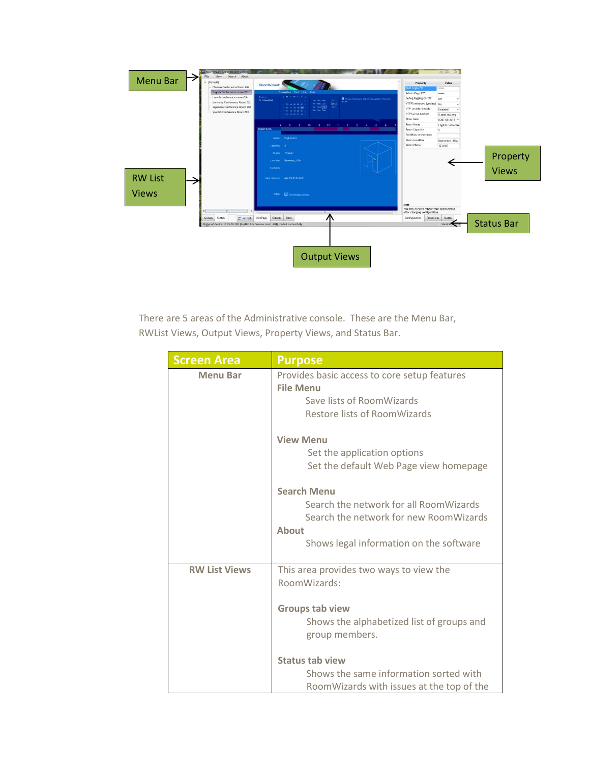There are 5 areas of the Administrative console. These are the Menu Bar, RWList Views, Output Views, Property Views, and Status Bar.

| Screen Area | Purpose |
|---|---|
| **Menu Bar** | Provides basic access to core setup features<br>**File Menu**<br>Save lists of RoomWizards<br>Restore lists of RoomWizards<br><br>**View Menu**<br>Set the application options<br>Set the default Web Page view homepage<br><br>**Search Menu**<br>Search the network for all RoomWizards<br>Search the network for new RoomWizards<br>**About**<br>Shows legal information on the software |
| **RW List Views** | This area provides two ways to view the RoomWizards:<br><br>**Groups tab view**<br>Shows the alphabetized list of groups and group members.<br><br>**Status tab view**<br>Shows the same information sorted with RoomWizards with issues at the top of the |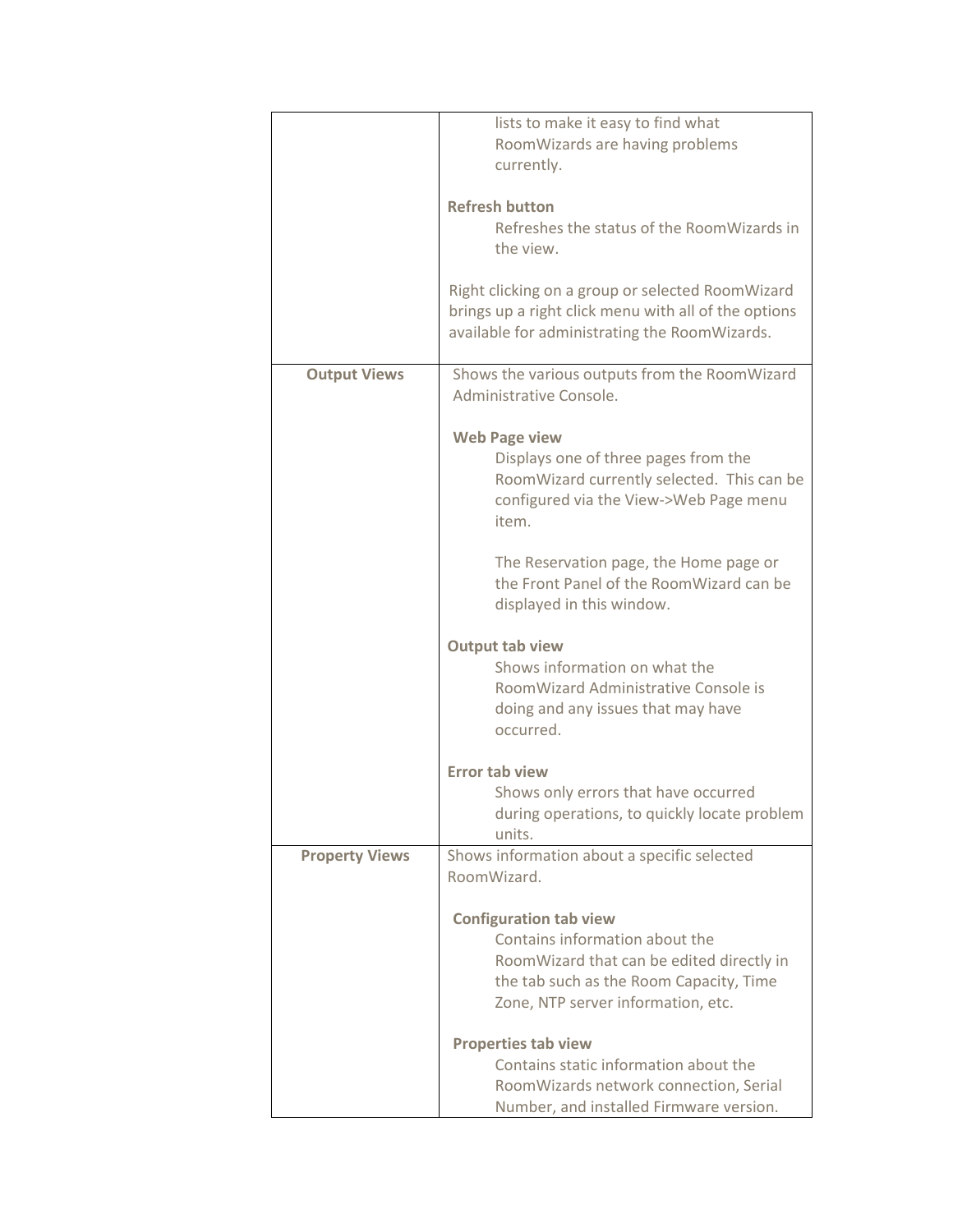| | |
|---|---|
| | lists to make it easy to find what RoomWizards are having problems currently.<br><br>**Refresh button**<br>Refreshes the status of the RoomWizards in the view.<br><br>Right clicking on a group or selected RoomWizard brings up a right click menu with all of the options available for administrating the RoomWizards. |
| **Output Views** | Shows the various outputs from the RoomWizard Administrative Console.<br><br>**Web Page view**<br>Displays one of three pages from the RoomWizard currently selected. This can be configured via the View->Web Page menu item.<br><br>The Reservation page, the Home page or the Front Panel of the RoomWizard can be displayed in this window.<br><br>**Output tab view**<br>Shows information on what the RoomWizard Administrative Console is doing and any issues that may have occurred.<br><br>**Error tab view**<br>Shows only errors that have occurred during operations, to quickly locate problem units. |
| **Property Views** | Shows information about a specific selected RoomWizard.<br><br>**Configuration tab view**<br>Contains information about the RoomWizard that can be edited directly in the tab such as the Room Capacity, Time Zone, NTP server information, etc.<br><br>**Properties tab view**<br>Contains static information about the RoomWizards network connection, Serial Number, and installed Firmware version. |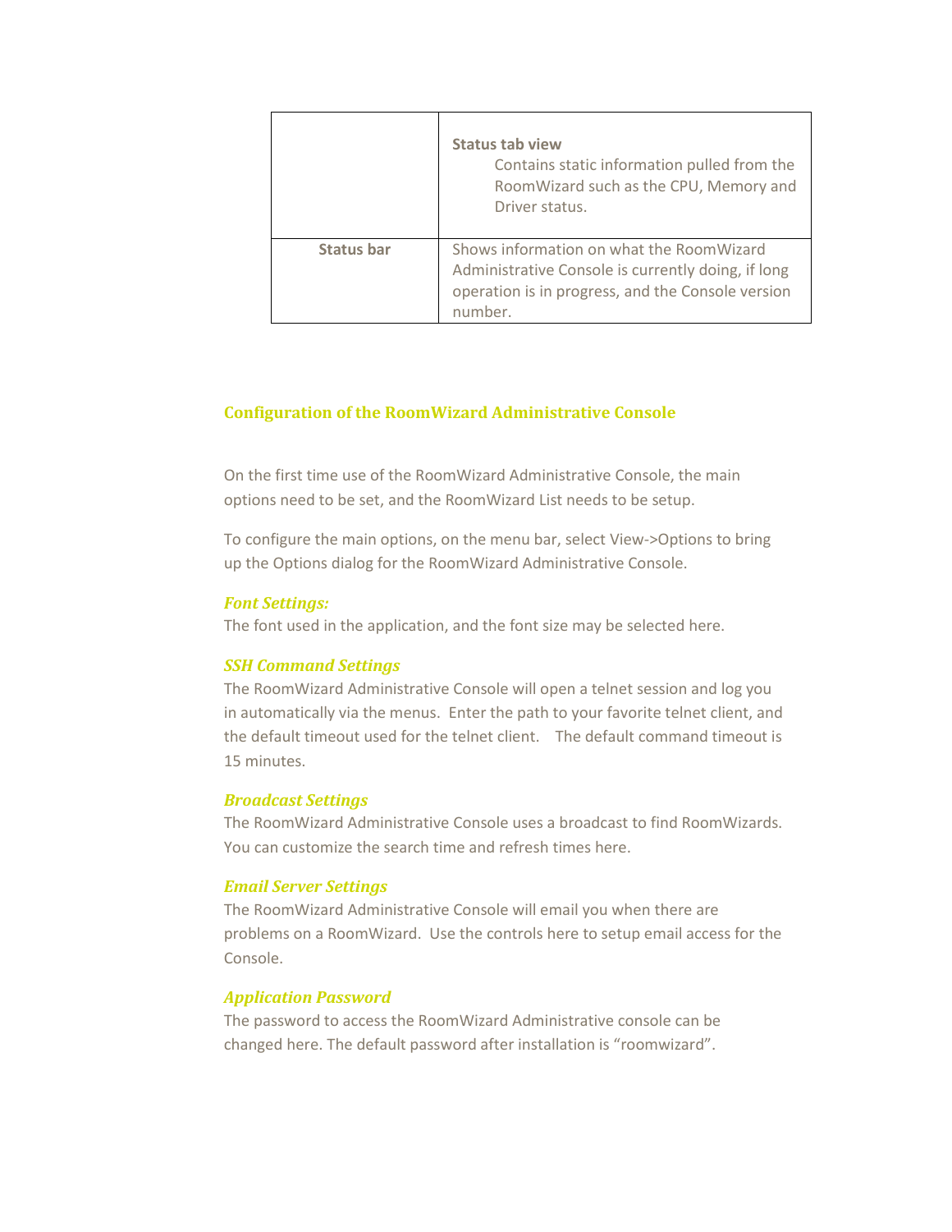| | |
|---|---|
| | **Status tab view**<br>Contains static information pulled from the RoomWizard such as the CPU, Memory and Driver status. |
| **Status bar** | Shows information on what the RoomWizard Administrative Console is currently doing, if long operation is in progress, and the Console version number. |

## Configuration of the RoomWizard Administrative Console

On the first time use of the RoomWizard Administrative Console, the main options need to be set, and the RoomWizard List needs to be setup.

To configure the main options, on the menu bar, select View->Options to bring up the Options dialog for the RoomWizard Administrative Console.

### *Font Settings:*

The font used in the application, and the font size may be selected here.

### *SSH Command Settings*

The RoomWizard Administrative Console will open a telnet session and log you in automatically via the menus. Enter the path to your favorite telnet client, and the default timeout used for the telnet client. The default command timeout is 15 minutes.

### *Broadcast Settings*

The RoomWizard Administrative Console uses a broadcast to find RoomWizards. You can customize the search time and refresh times here.

### *Email Server Settings*

The RoomWizard Administrative Console will email you when there are problems on a RoomWizard. Use the controls here to setup email access for the Console.

### *Application Password*

The password to access the RoomWizard Administrative console can be changed here. The default password after installation is “roomwizard”.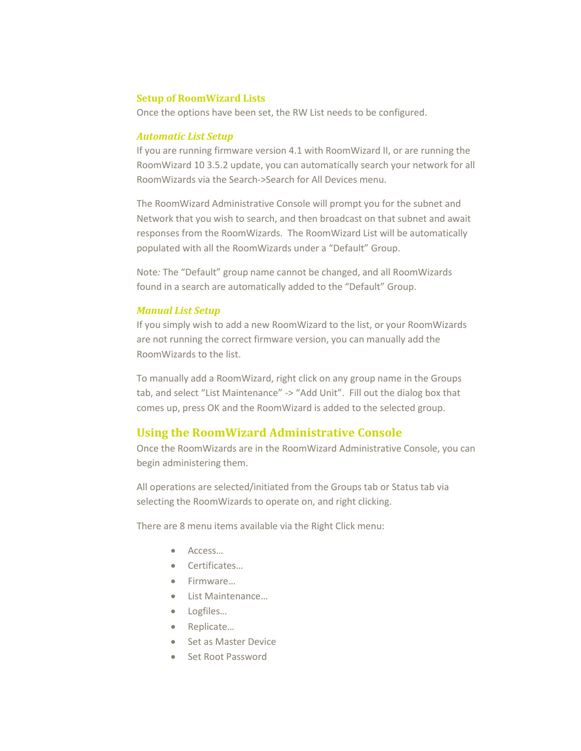### Setup of RoomWizard Lists

Once the options have been set, the RW List needs to be configured.

#### *Automatic List Setup*

If you are running firmware version 4.1 with RoomWizard II, or are running the RoomWizard 10 3.5.2 update, you can automatically search your network for all RoomWizards via the Search->Search for All Devices menu.

The RoomWizard Administrative Console will prompt you for the subnet and Network that you wish to search, and then broadcast on that subnet and await responses from the RoomWizards. The RoomWizard List will be automatically populated with all the RoomWizards under a "Default" Group.

Note*:* The "Default" group name cannot be changed, and all RoomWizards found in a search are automatically added to the "Default" Group.

#### *Manual List Setup*

If you simply wish to add a new RoomWizard to the list, or your RoomWizards are not running the correct firmware version, you can manually add the RoomWizards to the list.

To manually add a RoomWizard, right click on any group name in the Groups tab, and select "List Maintenance" -> "Add Unit". Fill out the dialog box that comes up, press OK and the RoomWizard is added to the selected group.

## Using the RoomWizard Administrative Console

Once the RoomWizards are in the RoomWizard Administrative Console, you can begin administering them.

All operations are selected/initiated from the Groups tab or Status tab via selecting the RoomWizards to operate on, and right clicking.

There are 8 menu items available via the Right Click menu:

- Access…
- Certificates…
- Firmware…
- List Maintenance…
- Logfiles…
- Replicate…
- Set as Master Device
- Set Root Password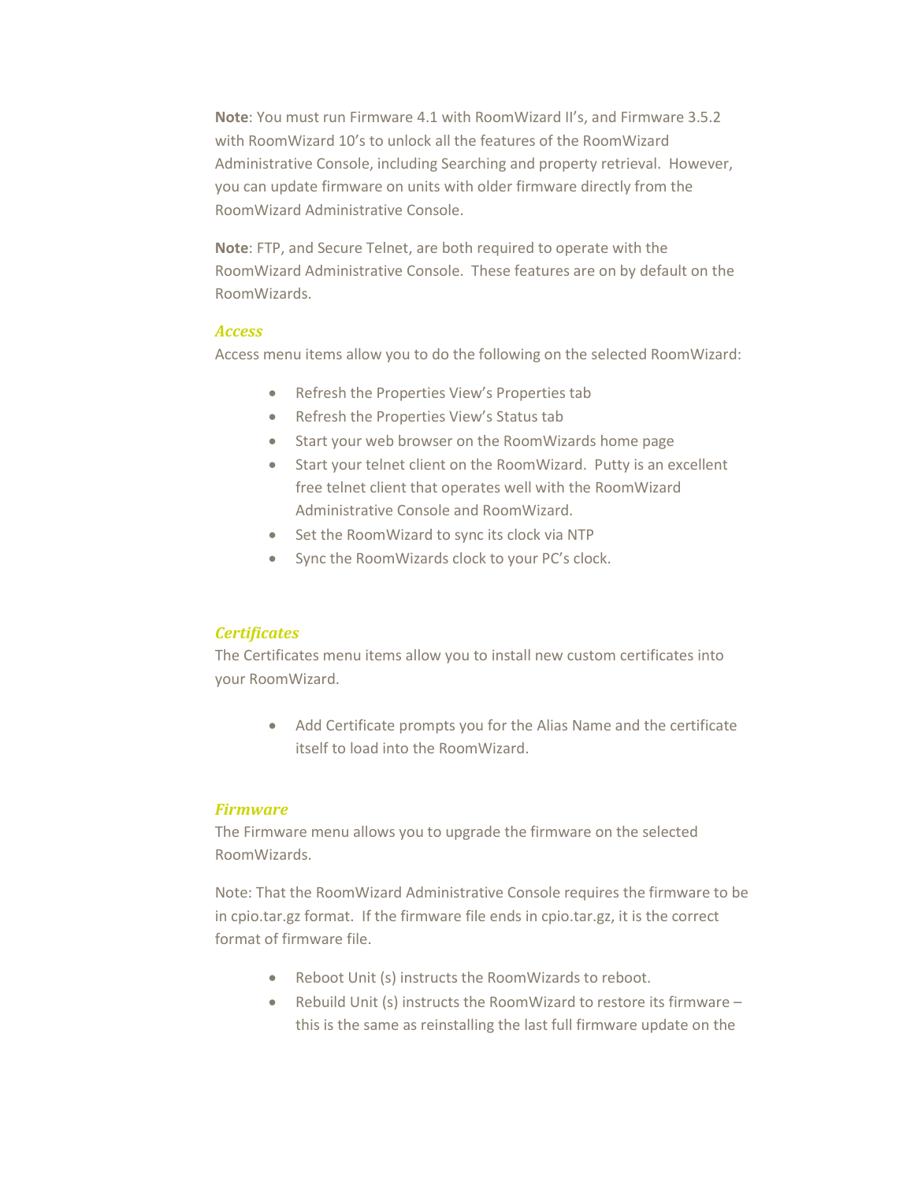**Note**: You must run Firmware 4.1 with RoomWizard II's, and Firmware 3.5.2 with RoomWizard 10's to unlock all the features of the RoomWizard Administrative Console, including Searching and property retrieval. However, you can update firmware on units with older firmware directly from the RoomWizard Administrative Console.

**Note**: FTP, and Secure Telnet, are both required to operate with the RoomWizard Administrative Console. These features are on by default on the RoomWizards.

### *Access*

Access menu items allow you to do the following on the selected RoomWizard:

- Refresh the Properties View's Properties tab
- Refresh the Properties View's Status tab
- Start your web browser on the RoomWizards home page
- Start your telnet client on the RoomWizard. Putty is an excellent free telnet client that operates well with the RoomWizard Administrative Console and RoomWizard.
- Set the RoomWizard to sync its clock via NTP
- Sync the RoomWizards clock to your PC's clock.

### *Certificates*

The Certificates menu items allow you to install new custom certificates into your RoomWizard.

- Add Certificate prompts you for the Alias Name and the certificate itself to load into the RoomWizard.

### *Firmware*

The Firmware menu allows you to upgrade the firmware on the selected RoomWizards.

Note: That the RoomWizard Administrative Console requires the firmware to be in cpio.tar.gz format. If the firmware file ends in cpio.tar.gz, it is the correct format of firmware file.

- Reboot Unit (s) instructs the RoomWizards to reboot.
- Rebuild Unit (s) instructs the RoomWizard to restore its firmware – this is the same as reinstalling the last full firmware update on the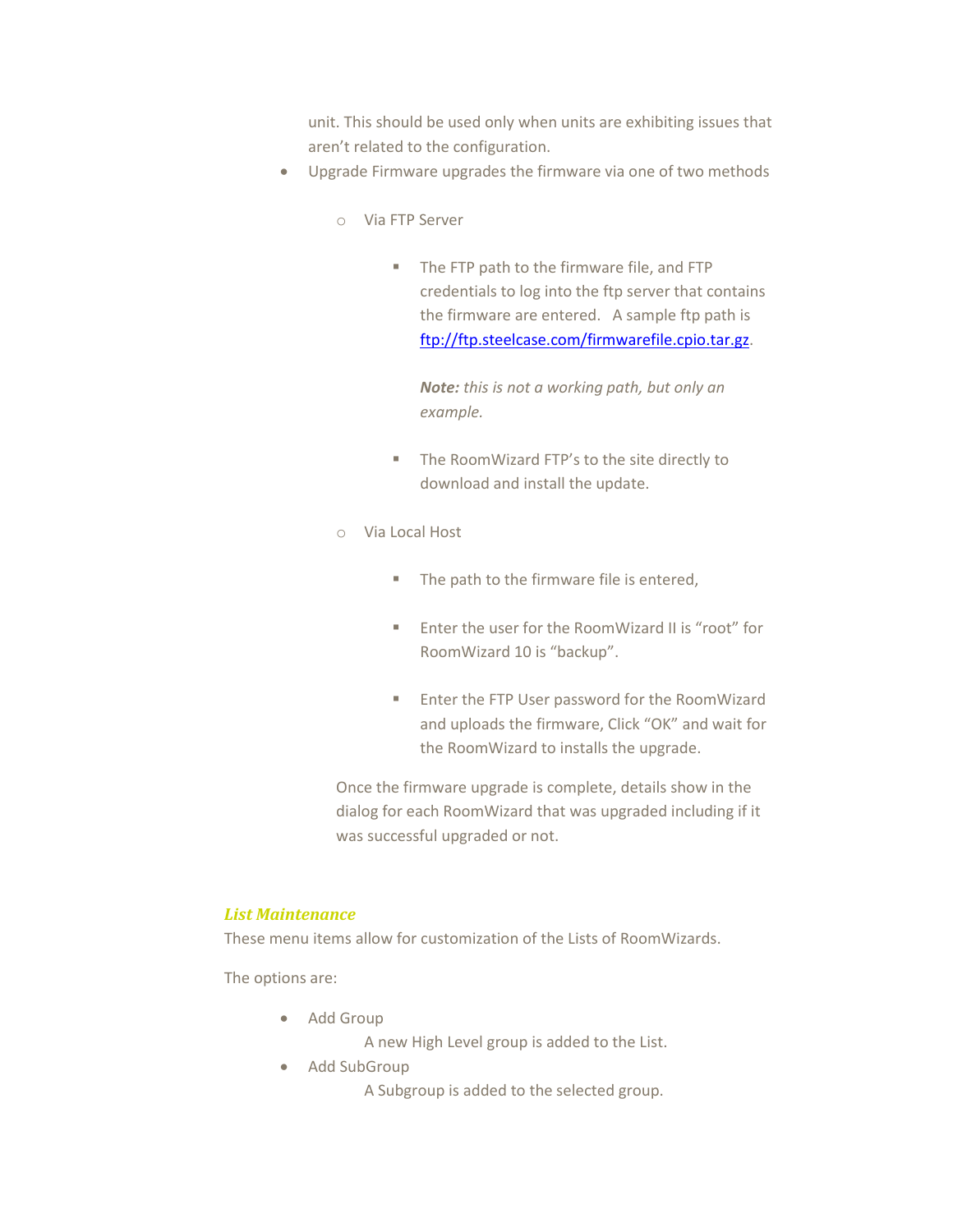unit. This should be used only when units are exhibiting issues that aren't related to the configuration.

- Upgrade Firmware upgrades the firmware via one of two methods
  - Via FTP Server
    - The FTP path to the firmware file, and FTP credentials to log into the ftp server that contains the firmware are entered. A sample ftp path is ftp://ftp.steelcase.com/firmwarefile.cpio.tar.gz.

      ***Note:*** *this is not a working path, but only an example.*

    - The RoomWizard FTP's to the site directly to download and install the update.
  - Via Local Host
    - The path to the firmware file is entered,
    - Enter the user for the RoomWizard II is "root" for RoomWizard 10 is "backup".
    - Enter the FTP User password for the RoomWizard and uploads the firmware, Click "OK" and wait for the RoomWizard to installs the upgrade.

  Once the firmware upgrade is complete, details show in the dialog for each RoomWizard that was upgraded including if it was successful upgraded or not.

### *List Maintenance*

These menu items allow for customization of the Lists of RoomWizards.

The options are:

- Add Group

  A new High Level group is added to the List.
- Add SubGroup

  A Subgroup is added to the selected group.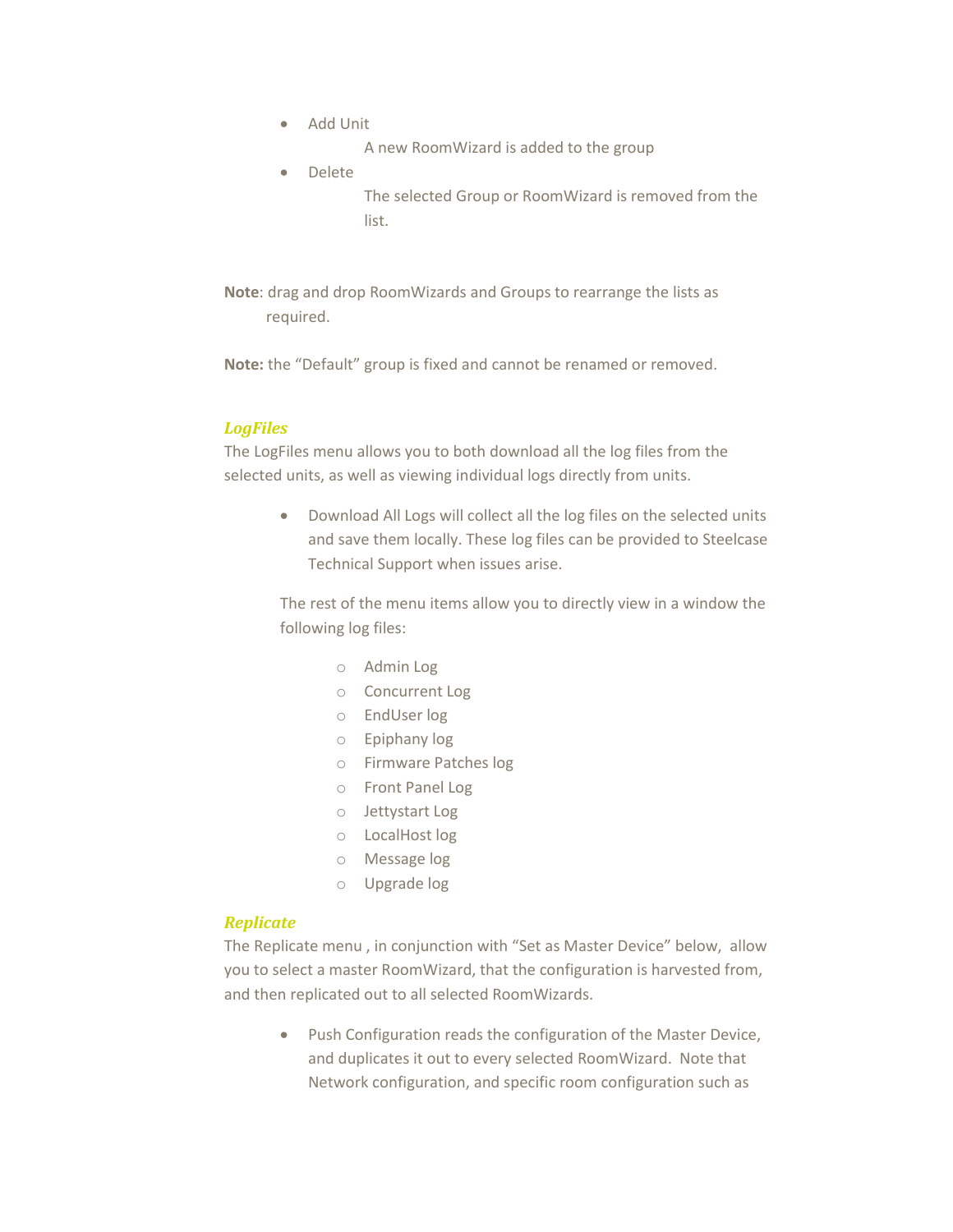- Add Unit

  A new RoomWizard is added to the group

- Delete

  The selected Group or RoomWizard is removed from the list.

**Note**: drag and drop RoomWizards and Groups to rearrange the lists as required.

**Note:** the "Default" group is fixed and cannot be renamed or removed.

### *LogFiles*

The LogFiles menu allows you to both download all the log files from the selected units, as well as viewing individual logs directly from units.

- Download All Logs will collect all the log files on the selected units and save them locally. These log files can be provided to Steelcase Technical Support when issues arise.

  The rest of the menu items allow you to directly view in a window the following log files:

  - Admin Log
  - Concurrent Log
  - EndUser log
  - Epiphany log
  - Firmware Patches log
  - Front Panel Log
  - Jettystart Log
  - LocalHost log
  - Message log
  - Upgrade log

### *Replicate*

The Replicate menu , in conjunction with "Set as Master Device" below, allow you to select a master RoomWizard, that the configuration is harvested from, and then replicated out to all selected RoomWizards.

- Push Configuration reads the configuration of the Master Device, and duplicates it out to every selected RoomWizard. Note that Network configuration, and specific room configuration such as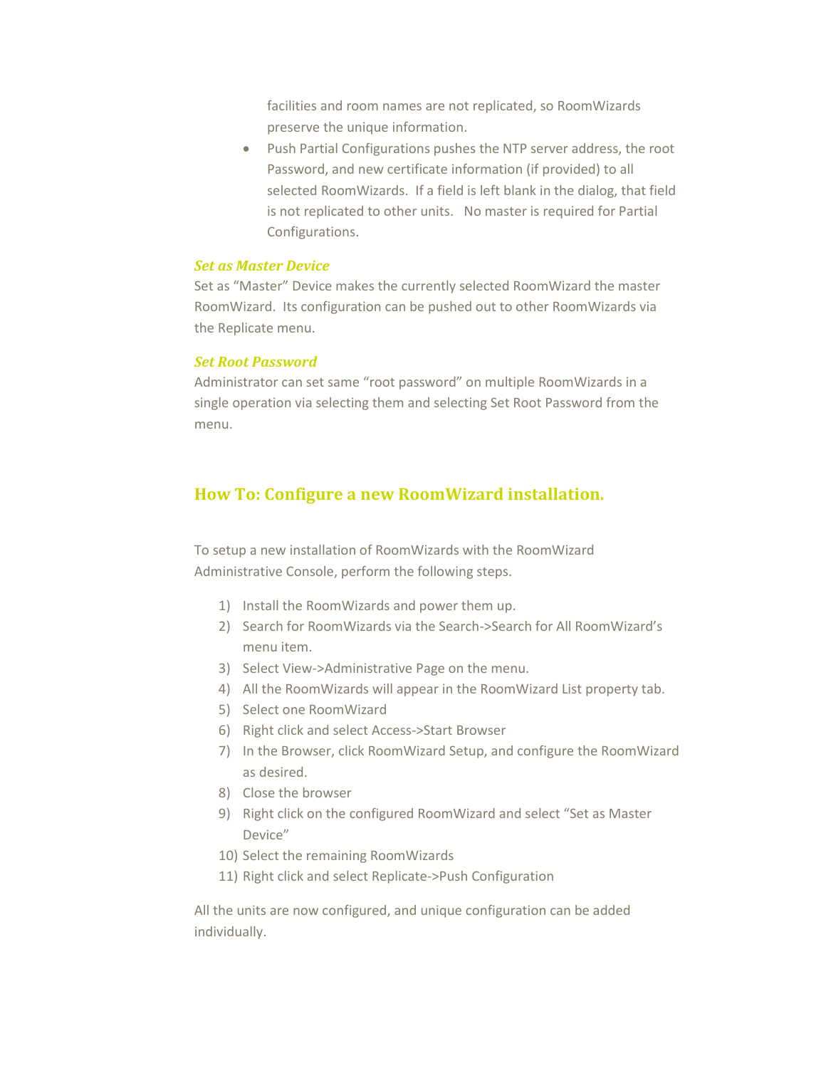facilities and room names are not replicated, so RoomWizards preserve the unique information.

- Push Partial Configurations pushes the NTP server address, the root Password, and new certificate information (if provided) to all selected RoomWizards. If a field is left blank in the dialog, that field is not replicated to other units. No master is required for Partial Configurations.

### *Set as Master Device*

Set as “Master” Device makes the currently selected RoomWizard the master RoomWizard. Its configuration can be pushed out to other RoomWizards via the Replicate menu.

### *Set Root Password*

Administrator can set same “root password” on multiple RoomWizards in a single operation via selecting them and selecting Set Root Password from the menu.

## How To: Configure a new RoomWizard installation.

To setup a new installation of RoomWizards with the RoomWizard Administrative Console, perform the following steps.

1) Install the RoomWizards and power them up.
2) Search for RoomWizards via the Search->Search for All RoomWizard’s menu item.
3) Select View->Administrative Page on the menu.
4) All the RoomWizards will appear in the RoomWizard List property tab.
5) Select one RoomWizard
6) Right click and select Access->Start Browser
7) In the Browser, click RoomWizard Setup, and configure the RoomWizard as desired.
8) Close the browser
9) Right click on the configured RoomWizard and select “Set as Master Device”
10) Select the remaining RoomWizards
11) Right click and select Replicate->Push Configuration

All the units are now configured, and unique configuration can be added individually.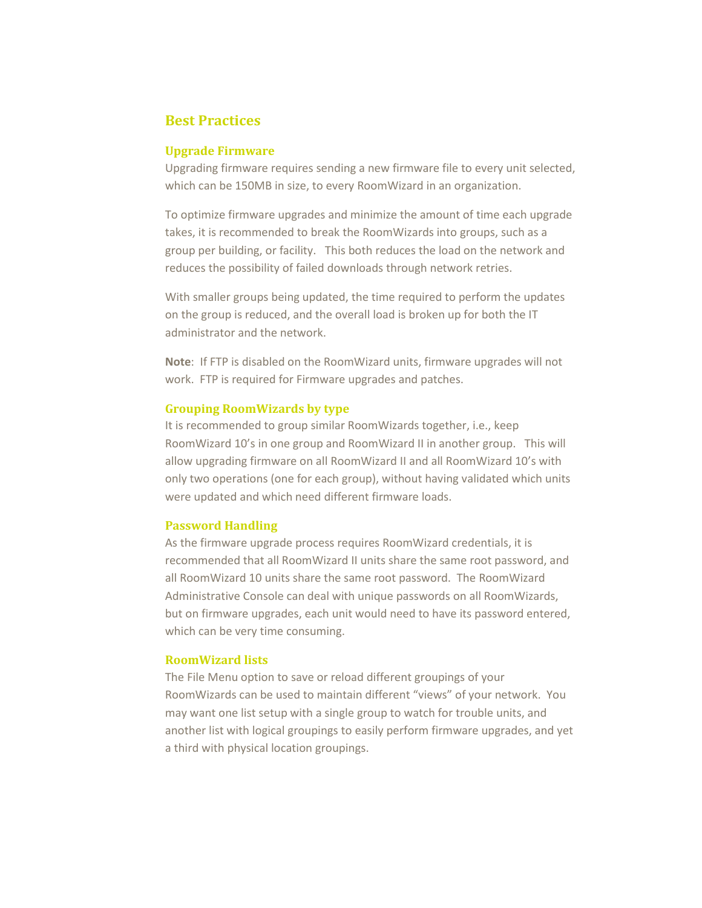# Best Practices

## Upgrade Firmware

Upgrading firmware requires sending a new firmware file to every unit selected, which can be 150MB in size, to every RoomWizard in an organization.

To optimize firmware upgrades and minimize the amount of time each upgrade takes, it is recommended to break the RoomWizards into groups, such as a group per building, or facility.   This both reduces the load on the network and reduces the possibility of failed downloads through network retries.

With smaller groups being updated, the time required to perform the updates on the group is reduced, and the overall load is broken up for both the IT administrator and the network.

**Note**:  If FTP is disabled on the RoomWizard units, firmware upgrades will not work.  FTP is required for Firmware upgrades and patches.

## Grouping RoomWizards by type

It is recommended to group similar RoomWizards together, i.e., keep RoomWizard 10's in one group and RoomWizard II in another group.   This will allow upgrading firmware on all RoomWizard II and all RoomWizard 10's with only two operations (one for each group), without having validated which units were updated and which need different firmware loads.

## Password Handling

As the firmware upgrade process requires RoomWizard credentials, it is recommended that all RoomWizard II units share the same root password, and all RoomWizard 10 units share the same root password.  The RoomWizard Administrative Console can deal with unique passwords on all RoomWizards, but on firmware upgrades, each unit would need to have its password entered, which can be very time consuming.

## RoomWizard lists

The File Menu option to save or reload different groupings of your RoomWizards can be used to maintain different "views" of your network.  You may want one list setup with a single group to watch for trouble units, and another list with logical groupings to easily perform firmware upgrades, and yet a third with physical location groupings.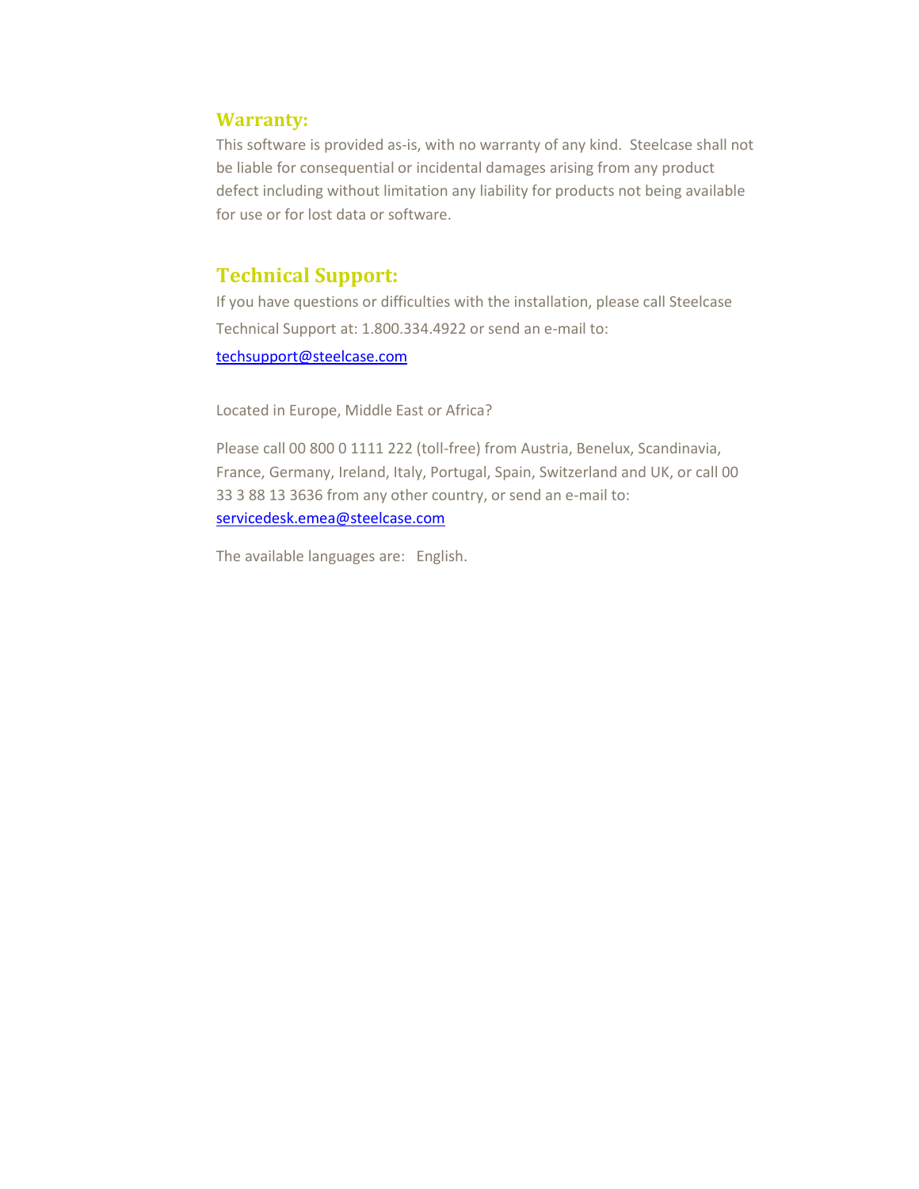## Warranty:

This software is provided as-is, with no warranty of any kind. Steelcase shall not be liable for consequential or incidental damages arising from any product defect including without limitation any liability for products not being available for use or for lost data or software.

## Technical Support:

If you have questions or difficulties with the installation, please call Steelcase Technical Support at: 1.800.334.4922 or send an e-mail to: techsupport@steelcase.com

Located in Europe, Middle East or Africa?

Please call 00 800 0 1111 222 (toll-free) from Austria, Benelux, Scandinavia, France, Germany, Ireland, Italy, Portugal, Spain, Switzerland and UK, or call 00 33 3 88 13 3636 from any other country, or send an e-mail to: servicedesk.emea@steelcase.com

The available languages are: English.